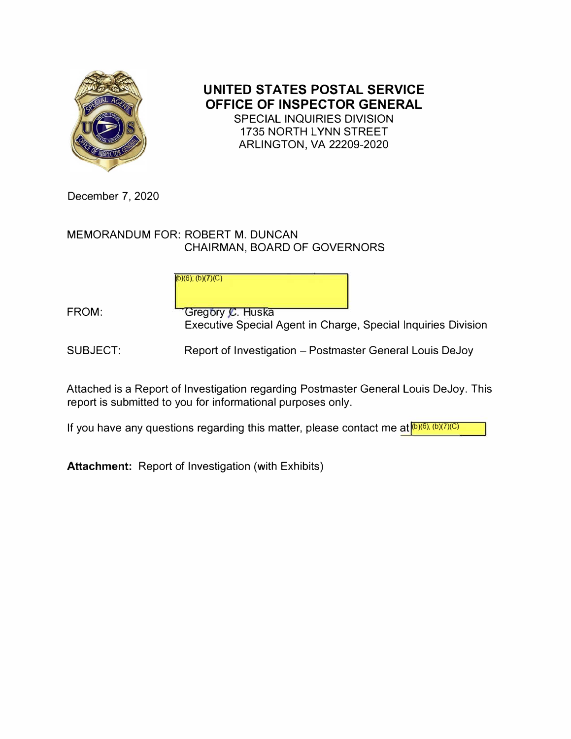# UNITED STATES POSTAL SERVICE
# OFFICE OF INSPECTOR GENERAL

SPECIAL INQUIRIES DIVISION
1735 NORTH LYNN STREET
ARLINGTON, VA 22209-2020

December 7, 2020

MEMORANDUM FOR: ROBERT M. DUNCAN
CHAIRMAN, BOARD OF GOVERNORS

(b)(6); (b)(7)(C)

FROM: Gregory C. Huska
Executive Special Agent in Charge, Special Inquiries Division

SUBJECT: Report of Investigation – Postmaster General Louis DeJoy

Attached is a Report of Investigation regarding Postmaster General Louis DeJoy. This report is submitted to you for informational purposes only.

If you have any questions regarding this matter, please contact me at (b)(6); (b)(7)(C)

**Attachment:** Report of Investigation (with Exhibits)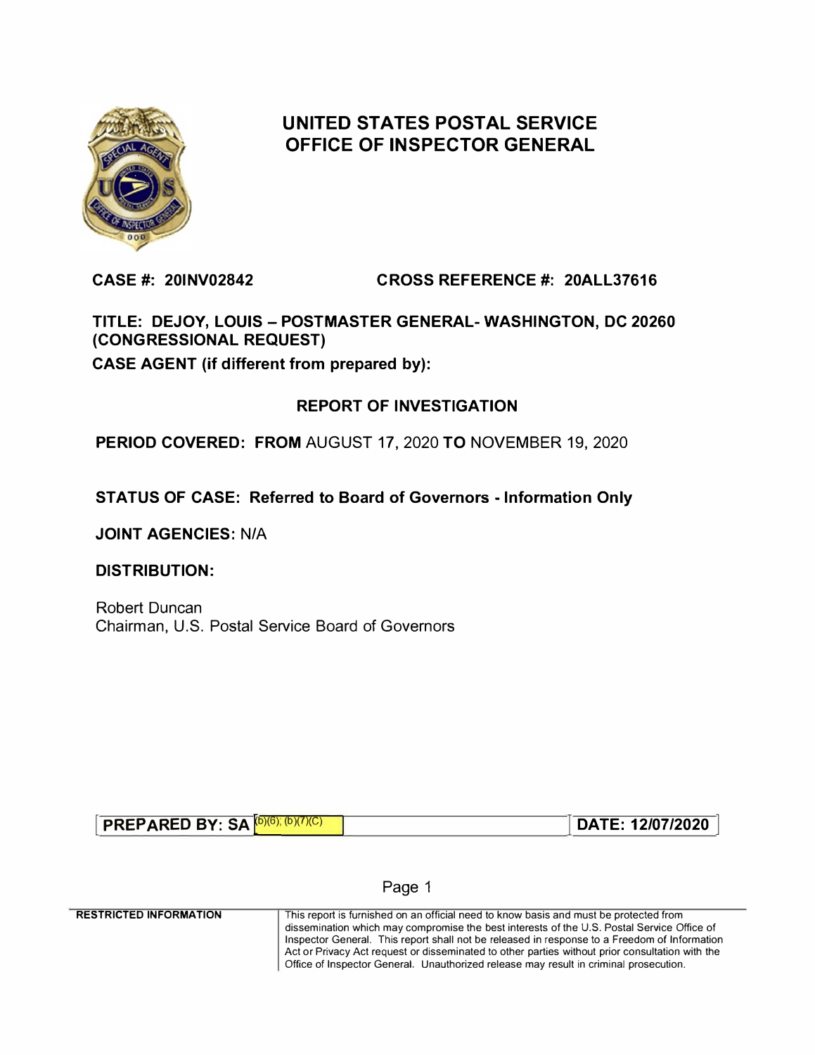# UNITED STATES POSTAL SERVICE OFFICE OF INSPECTOR GENERAL

**CASE #: 20INV02842** **CROSS REFERENCE #: 20ALL37616**

**TITLE: DEJOY, LOUIS – POSTMASTER GENERAL- WASHINGTON, DC 20260 (CONGRESSIONAL REQUEST)**

**CASE AGENT (if different from prepared by):**

## REPORT OF INVESTIGATION

**PERIOD COVERED: FROM** AUGUST 17, 2020 **TO** NOVEMBER 19, 2020

**STATUS OF CASE: Referred to Board of Governors - Information Only**

**JOINT AGENCIES:** N/A

**DISTRIBUTION:**

Robert Duncan
Chairman, U.S. Postal Service Board of Governors

| PREPARED BY: SA (b)(6); (b)(7)(C) | DATE: 12/07/2020 |
|---|---|

**RESTRICTED INFORMATION**

This report is furnished on an official need to know basis and must be protected from dissemination which may compromise the best interests of the U.S. Postal Service Office of Inspector General. This report shall not be released in response to a Freedom of Information Act or Privacy Act request or disseminated to other parties without prior consultation with the Office of Inspector General. Unauthorized release may result in criminal prosecution.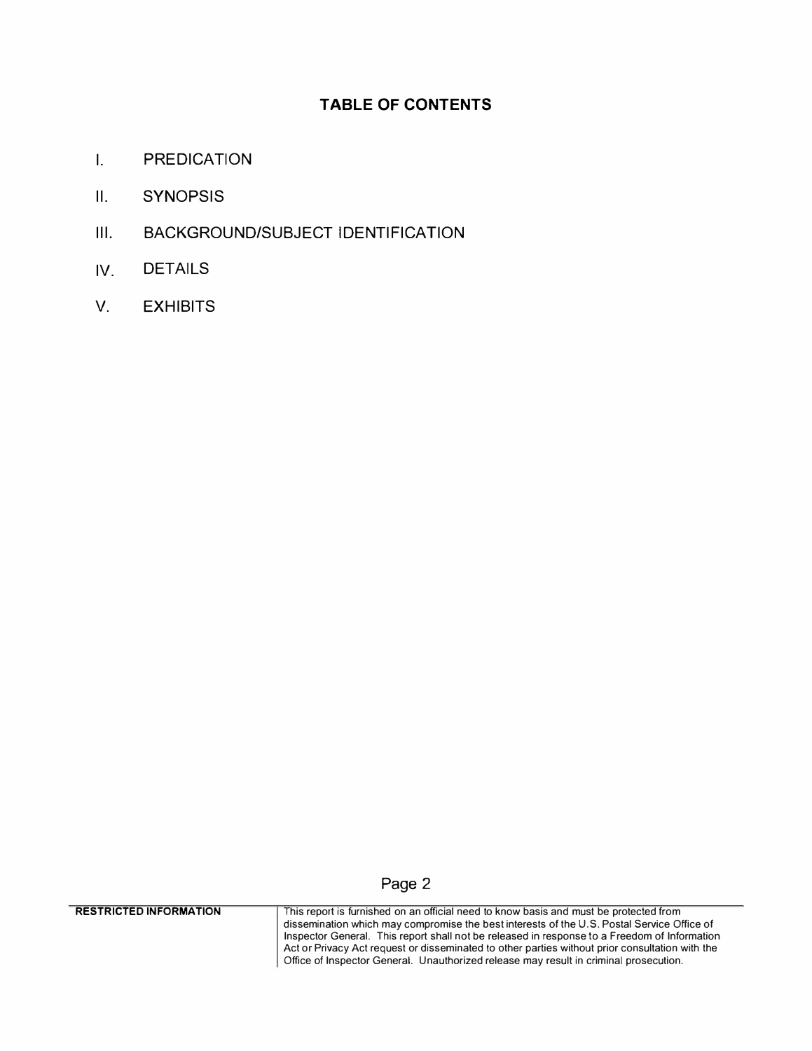## TABLE OF CONTENTS

I. PREDICATION

II. SYNOPSIS

III. BACKGROUND/SUBJECT IDENTIFICATION

IV. DETAILS

V. EXHIBITS

**RESTRICTED INFORMATION** This report is furnished on an official need to know basis and must be protected from dissemination which may compromise the best interests of the U.S. Postal Service Office of Inspector General. This report shall not be released in response to a Freedom of Information Act or Privacy Act request or disseminated to other parties without prior consultation with the Office of Inspector General. Unauthorized release may result in criminal prosecution.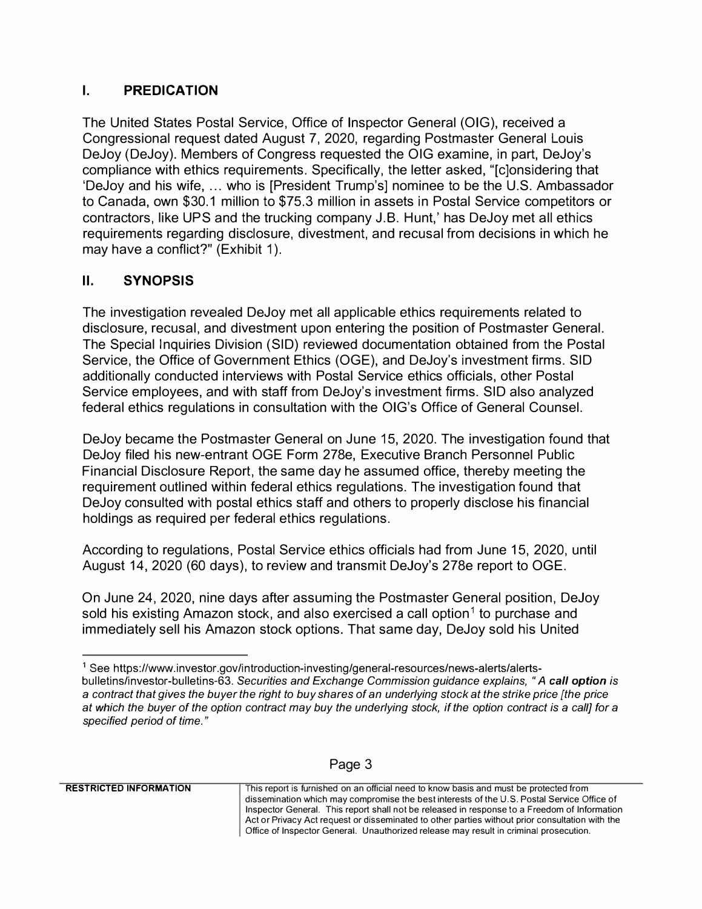## I. PREDICATION

The United States Postal Service, Office of Inspector General (OIG), received a Congressional request dated August 7, 2020, regarding Postmaster General Louis DeJoy (DeJoy). Members of Congress requested the OIG examine, in part, DeJoy's compliance with ethics requirements. Specifically, the letter asked, "[c]onsidering that 'DeJoy and his wife, ... who is [President Trump's] nominee to be the U.S. Ambassador to Canada, own $30.1 million to $75.3 million in assets in Postal Service competitors or contractors, like UPS and the trucking company J.B. Hunt,' has DeJoy met all ethics requirements regarding disclosure, divestment, and recusal from decisions in which he may have a conflict?" (Exhibit 1).

## II. SYNOPSIS

The investigation revealed DeJoy met all applicable ethics requirements related to disclosure, recusal, and divestment upon entering the position of Postmaster General. The Special Inquiries Division (SID) reviewed documentation obtained from the Postal Service, the Office of Government Ethics (OGE), and DeJoy's investment firms. SID additionally conducted interviews with Postal Service ethics officials, other Postal Service employees, and with staff from DeJoy's investment firms. SID also analyzed federal ethics regulations in consultation with the OIG's Office of General Counsel.

DeJoy became the Postmaster General on June 15, 2020. The investigation found that DeJoy filed his new-entrant OGE Form 278e, Executive Branch Personnel Public Financial Disclosure Report, the same day he assumed office, thereby meeting the requirement outlined within federal ethics regulations. The investigation found that DeJoy consulted with postal ethics staff and others to properly disclose his financial holdings as required per federal ethics regulations.

According to regulations, Postal Service ethics officials had from June 15, 2020, until August 14, 2020 (60 days), to review and transmit DeJoy's 278e report to OGE.

On June 24, 2020, nine days after assuming the Postmaster General position, DeJoy sold his existing Amazon stock, and also exercised a call option[1] to purchase and immediately sell his Amazon stock options. That same day, DeJoy sold his United

---

[1] See https://www.investor.gov/introduction-investing/general-resources/news-alerts/alerts-bulletins/investor-bulletins-63. *Securities and Exchange Commission guidance explains, "A* ***call option*** *is a contract that gives the buyer the right to buy shares of an underlying stock at the strike price [the price at which the buyer of the option contract may buy the underlying stock, if the option contract is a call] for a specified period of time."*

| RESTRICTED INFORMATION | This report is furnished on an official need to know basis and must be protected from dissemination which may compromise the best interests of the U.S. Postal Service Office of Inspector General. This report shall not be released in response to a Freedom of Information Act or Privacy Act request or disseminated to other parties without prior consultation with the Office of Inspector General. Unauthorized release may result in criminal prosecution. |
| --- | --- |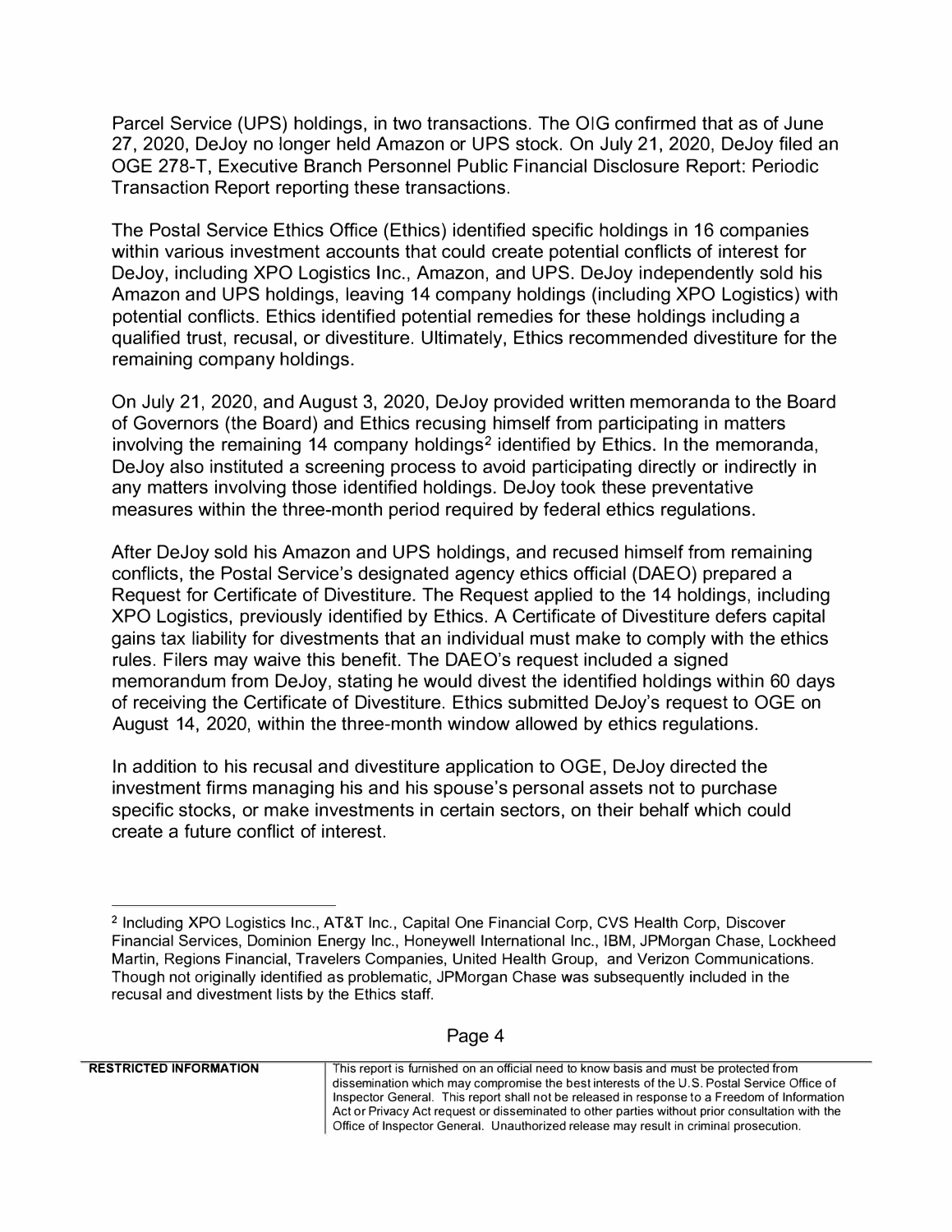Parcel Service (UPS) holdings, in two transactions. The OIG confirmed that as of June 27, 2020, DeJoy no longer held Amazon or UPS stock. On July 21, 2020, DeJoy filed an OGE 278-T, Executive Branch Personnel Public Financial Disclosure Report: Periodic Transaction Report reporting these transactions.

The Postal Service Ethics Office (Ethics) identified specific holdings in 16 companies within various investment accounts that could create potential conflicts of interest for DeJoy, including XPO Logistics Inc., Amazon, and UPS. DeJoy independently sold his Amazon and UPS holdings, leaving 14 company holdings (including XPO Logistics) with potential conflicts. Ethics identified potential remedies for these holdings including a qualified trust, recusal, or divestiture. Ultimately, Ethics recommended divestiture for the remaining company holdings.

On July 21, 2020, and August 3, 2020, DeJoy provided written memoranda to the Board of Governors (the Board) and Ethics recusing himself from participating in matters involving the remaining 14 company holdings[2] identified by Ethics. In the memoranda, DeJoy also instituted a screening process to avoid participating directly or indirectly in any matters involving those identified holdings. DeJoy took these preventative measures within the three-month period required by federal ethics regulations.

After DeJoy sold his Amazon and UPS holdings, and recused himself from remaining conflicts, the Postal Service's designated agency ethics official (DAEO) prepared a Request for Certificate of Divestiture. The Request applied to the 14 holdings, including XPO Logistics, previously identified by Ethics. A Certificate of Divestiture defers capital gains tax liability for divestments that an individual must make to comply with the ethics rules. Filers may waive this benefit. The DAEO's request included a signed memorandum from DeJoy, stating he would divest the identified holdings within 60 days of receiving the Certificate of Divestiture. Ethics submitted DeJoy's request to OGE on August 14, 2020, within the three-month window allowed by ethics regulations.

In addition to his recusal and divestiture application to OGE, DeJoy directed the investment firms managing his and his spouse's personal assets not to purchase specific stocks, or make investments in certain sectors, on their behalf which could create a future conflict of interest.

---

[2] Including XPO Logistics Inc., AT&T Inc., Capital One Financial Corp, CVS Health Corp, Discover Financial Services, Dominion Energy Inc., Honeywell International Inc., IBM, JPMorgan Chase, Lockheed Martin, Regions Financial, Travelers Companies, United Health Group, and Verizon Communications. Though not originally identified as problematic, JPMorgan Chase was subsequently included in the recusal and divestment lists by the Ethics staff.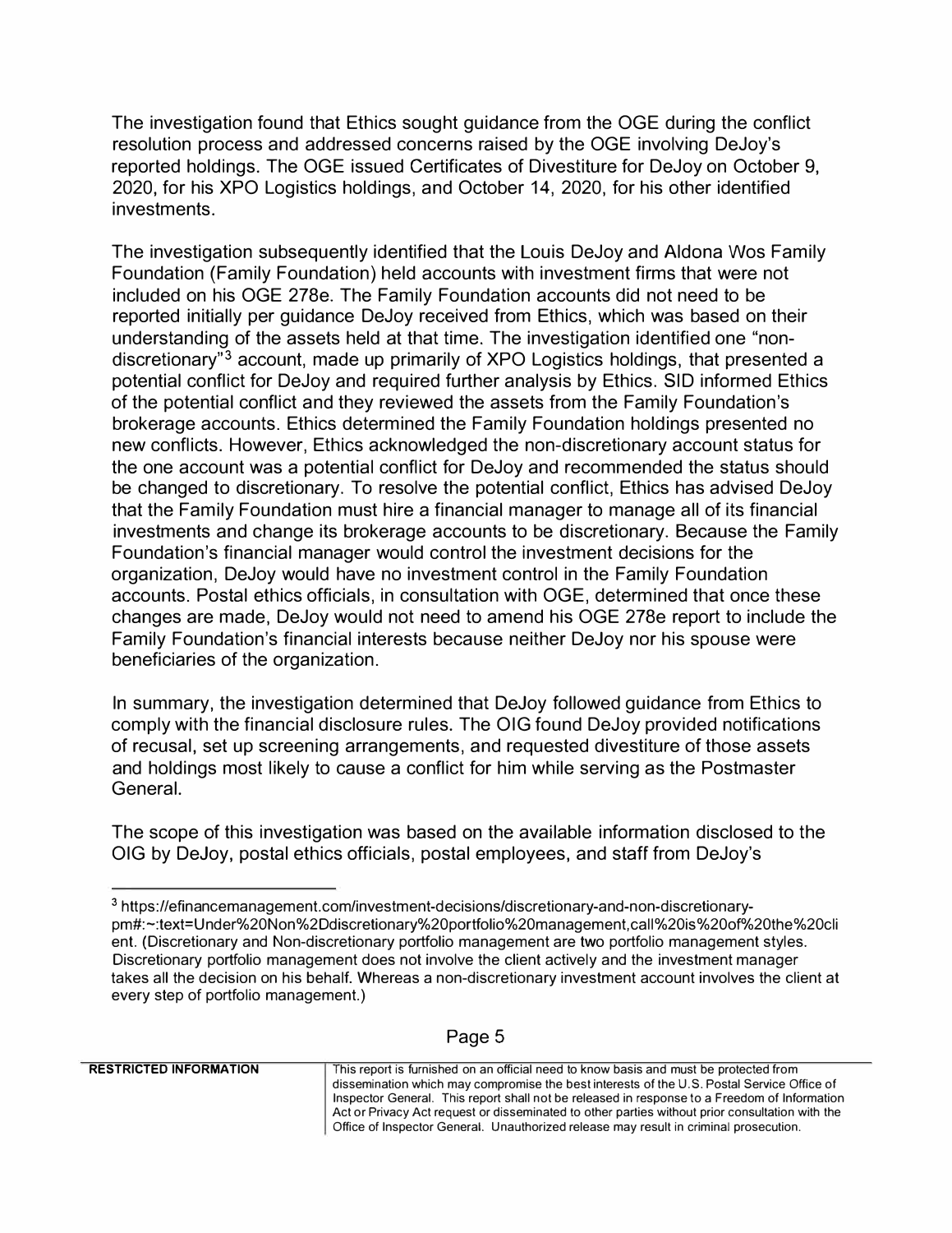The investigation found that Ethics sought guidance from the OGE during the conflict resolution process and addressed concerns raised by the OGE involving DeJoy's reported holdings. The OGE issued Certificates of Divestiture for DeJoy on October 9, 2020, for his XPO Logistics holdings, and October 14, 2020, for his other identified investments.

The investigation subsequently identified that the Louis DeJoy and Aldona Wos Family Foundation (Family Foundation) held accounts with investment firms that were not included on his OGE 278e. The Family Foundation accounts did not need to be reported initially per guidance DeJoy received from Ethics, which was based on their understanding of the assets held at that time. The investigation identified one "non-discretionary"[3] account, made up primarily of XPO Logistics holdings, that presented a potential conflict for DeJoy and required further analysis by Ethics. SID informed Ethics of the potential conflict and they reviewed the assets from the Family Foundation's brokerage accounts. Ethics determined the Family Foundation holdings presented no new conflicts. However, Ethics acknowledged the non-discretionary account status for the one account was a potential conflict for DeJoy and recommended the status should be changed to discretionary. To resolve the potential conflict, Ethics has advised DeJoy that the Family Foundation must hire a financial manager to manage all of its financial investments and change its brokerage accounts to be discretionary. Because the Family Foundation's financial manager would control the investment decisions for the organization, DeJoy would have no investment control in the Family Foundation accounts. Postal ethics officials, in consultation with OGE, determined that once these changes are made, DeJoy would not need to amend his OGE 278e report to include the Family Foundation's financial interests because neither DeJoy nor his spouse were beneficiaries of the organization.

In summary, the investigation determined that DeJoy followed guidance from Ethics to comply with the financial disclosure rules. The OIG found DeJoy provided notifications of recusal, set up screening arrangements, and requested divestiture of those assets and holdings most likely to cause a conflict for him while serving as the Postmaster General.

The scope of this investigation was based on the available information disclosed to the OIG by DeJoy, postal ethics officials, postal employees, and staff from DeJoy's

---

[3] https://efinancemanagement.com/investment-decisions/discretionary-and-non-discretionary-pm#:~:text=Under%20Non%2Ddiscretionary%20portfolio%20management,call%20is%20of%20the%20client. (Discretionary and Non-discretionary portfolio management are two portfolio management styles. Discretionary portfolio management does not involve the client actively and the investment manager takes all the decision on his behalf. Whereas a non-discretionary investment account involves the client at every step of portfolio management.)

**RESTRICTED INFORMATION** — This report is furnished on an official need to know basis and must be protected from dissemination which may compromise the best interests of the U.S. Postal Service Office of Inspector General. This report shall not be released in response to a Freedom of Information Act or Privacy Act request or disseminated to other parties without prior consultation with the Office of Inspector General. Unauthorized release may result in criminal prosecution.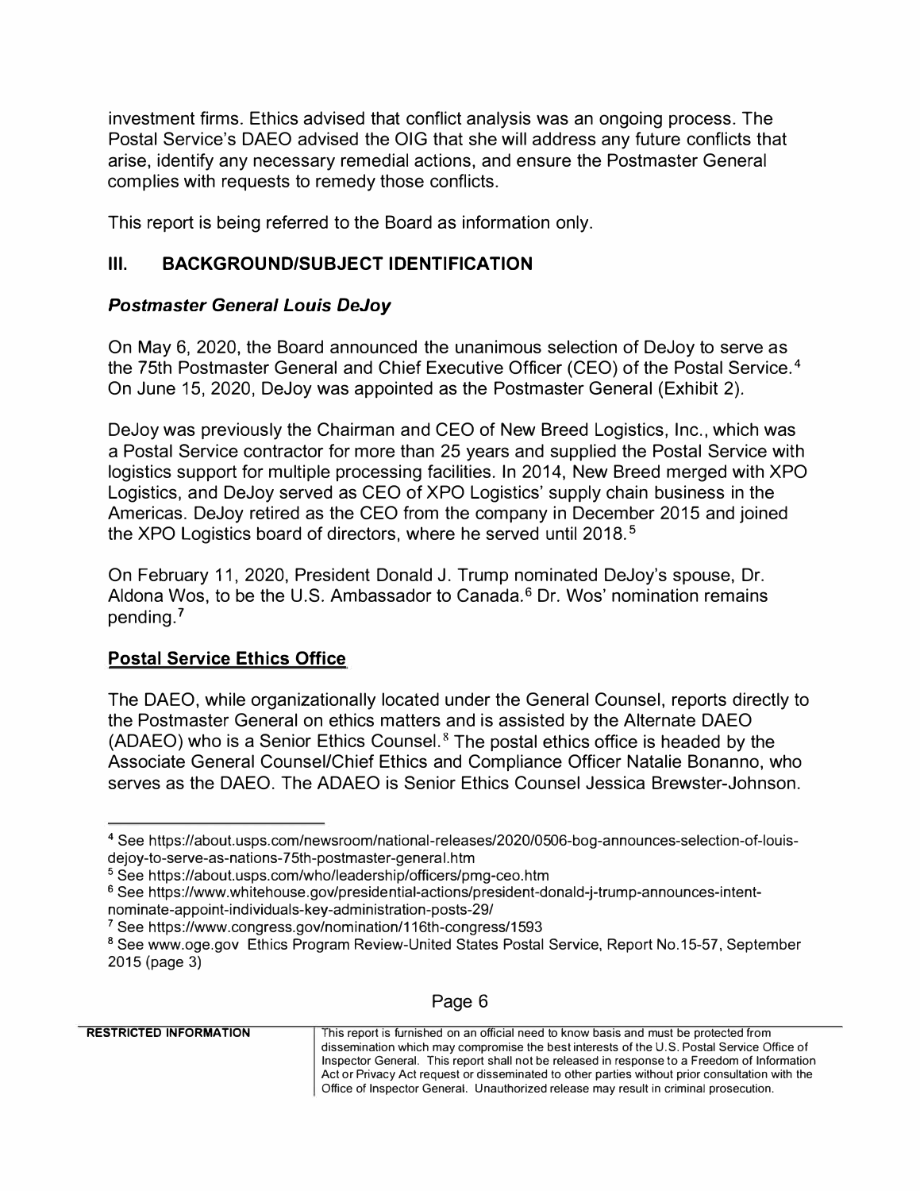investment firms. Ethics advised that conflict analysis was an ongoing process. The Postal Service's DAEO advised the OIG that she will address any future conflicts that arise, identify any necessary remedial actions, and ensure the Postmaster General complies with requests to remedy those conflicts.

This report is being referred to the Board as information only.

## III. BACKGROUND/SUBJECT IDENTIFICATION

### *Postmaster General Louis DeJoy*

On May 6, 2020, the Board announced the unanimous selection of DeJoy to serve as the 75th Postmaster General and Chief Executive Officer (CEO) of the Postal Service.[4] On June 15, 2020, DeJoy was appointed as the Postmaster General (Exhibit 2).

DeJoy was previously the Chairman and CEO of New Breed Logistics, Inc., which was a Postal Service contractor for more than 25 years and supplied the Postal Service with logistics support for multiple processing facilities. In 2014, New Breed merged with XPO Logistics, and DeJoy served as CEO of XPO Logistics' supply chain business in the Americas. DeJoy retired as the CEO from the company in December 2015 and joined the XPO Logistics board of directors, where he served until 2018.[5]

On February 11, 2020, President Donald J. Trump nominated DeJoy's spouse, Dr. Aldona Wos, to be the U.S. Ambassador to Canada.[6] Dr. Wos' nomination remains pending.[7]

### Postal Service Ethics Office

The DAEO, while organizationally located under the General Counsel, reports directly to the Postmaster General on ethics matters and is assisted by the Alternate DAEO (ADAEO) who is a Senior Ethics Counsel.[8] The postal ethics office is headed by the Associate General Counsel/Chief Ethics and Compliance Officer Natalie Bonanno, who serves as the DAEO. The ADAEO is Senior Ethics Counsel Jessica Brewster-Johnson.

---

[4] See https://about.usps.com/newsroom/national-releases/2020/0506-bog-announces-selection-of-louis-dejoy-to-serve-as-nations-75th-postmaster-general.htm

[5] See https://about.usps.com/who/leadership/officers/pmg-ceo.htm

[6] See https://www.whitehouse.gov/presidential-actions/president-donald-j-trump-announces-intent-nominate-appoint-individuals-key-administration-posts-29/

[7] See https://www.congress.gov/nomination/116th-congress/1593

[8] See www.oge.gov Ethics Program Review-United States Postal Service, Report No.15-57, September 2015 (page 3)

**RESTRICTED INFORMATION** — This report is furnished on an official need to know basis and must be protected from dissemination which may compromise the best interests of the U.S. Postal Service Office of Inspector General. This report shall not be released in response to a Freedom of Information Act or Privacy Act request or disseminated to other parties without prior consultation with the Office of Inspector General. Unauthorized release may result in criminal prosecution.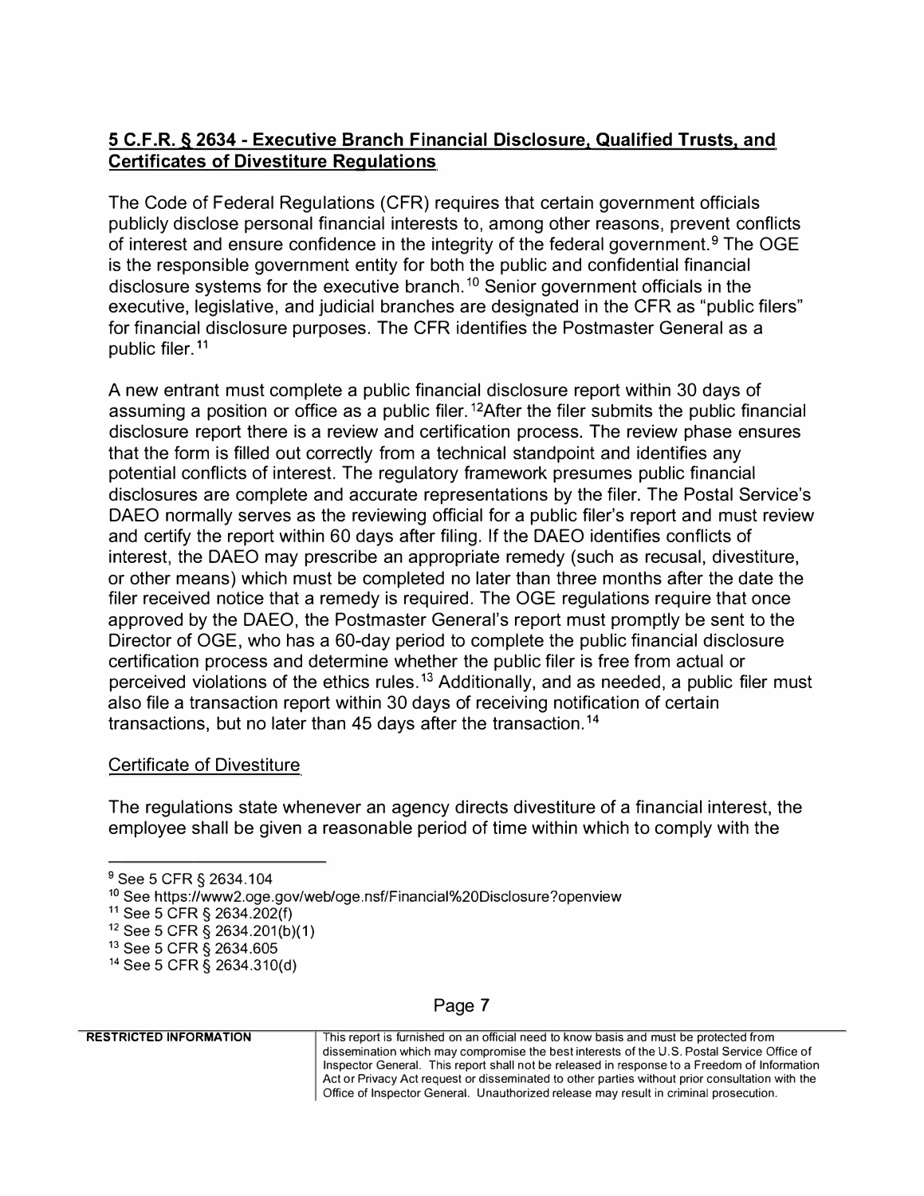## 5 C.F.R. § 2634 - Executive Branch Financial Disclosure, Qualified Trusts, and Certificates of Divestiture Regulations

The Code of Federal Regulations (CFR) requires that certain government officials publicly disclose personal financial interests to, among other reasons, prevent conflicts of interest and ensure confidence in the integrity of the federal government.[9] The OGE is the responsible government entity for both the public and confidential financial disclosure systems for the executive branch.[10] Senior government officials in the executive, legislative, and judicial branches are designated in the CFR as "public filers" for financial disclosure purposes. The CFR identifies the Postmaster General as a public filer.[11]

A new entrant must complete a public financial disclosure report within 30 days of assuming a position or office as a public filer.[12]After the filer submits the public financial disclosure report there is a review and certification process. The review phase ensures that the form is filled out correctly from a technical standpoint and identifies any potential conflicts of interest. The regulatory framework presumes public financial disclosures are complete and accurate representations by the filer. The Postal Service's DAEO normally serves as the reviewing official for a public filer's report and must review and certify the report within 60 days after filing. If the DAEO identifies conflicts of interest, the DAEO may prescribe an appropriate remedy (such as recusal, divestiture, or other means) which must be completed no later than three months after the date the filer received notice that a remedy is required. The OGE regulations require that once approved by the DAEO, the Postmaster General's report must promptly be sent to the Director of OGE, who has a 60-day period to complete the public financial disclosure certification process and determine whether the public filer is free from actual or perceived violations of the ethics rules.[13] Additionally, and as needed, a public filer must also file a transaction report within 30 days of receiving notification of certain transactions, but no later than 45 days after the transaction.[14]

### Certificate of Divestiture

The regulations state whenever an agency directs divestiture of a financial interest, the employee shall be given a reasonable period of time within which to comply with the

---

[9] See 5 CFR § 2634.104

[10] See https://www2.oge.gov/web/oge.nsf/Financial%20Disclosure?openview

[11] See 5 CFR § 2634.202(f)

[12] See 5 CFR § 2634.201(b)(1)

[13] See 5 CFR § 2634.605

[14] See 5 CFR § 2634.310(d)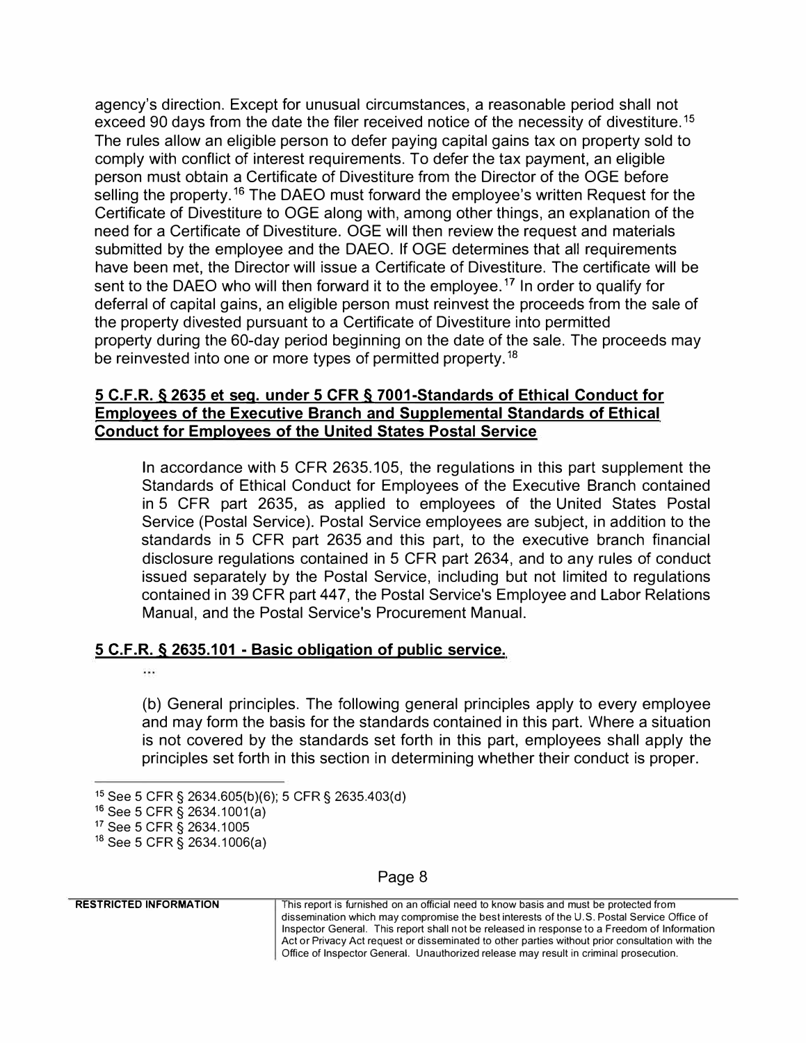agency's direction. Except for unusual circumstances, a reasonable period shall not exceed 90 days from the date the filer received notice of the necessity of divestiture.[15] The rules allow an eligible person to defer paying capital gains tax on property sold to comply with conflict of interest requirements. To defer the tax payment, an eligible person must obtain a Certificate of Divestiture from the Director of the OGE before selling the property.[16] The DAEO must forward the employee's written Request for the Certificate of Divestiture to OGE along with, among other things, an explanation of the need for a Certificate of Divestiture. OGE will then review the request and materials submitted by the employee and the DAEO. If OGE determines that all requirements have been met, the Director will issue a Certificate of Divestiture. The certificate will be sent to the DAEO who will then forward it to the employee.[17] In order to qualify for deferral of capital gains, an eligible person must reinvest the proceeds from the sale of the property divested pursuant to a Certificate of Divestiture into permitted property during the 60-day period beginning on the date of the sale. The proceeds may be reinvested into one or more types of permitted property.[18]

**5 C.F.R. § 2635 et seq. under 5 CFR § 7001-Standards of Ethical Conduct for Employees of the Executive Branch and Supplemental Standards of Ethical Conduct for Employees of the United States Postal Service**

> In accordance with 5 CFR 2635.105, the regulations in this part supplement the Standards of Ethical Conduct for Employees of the Executive Branch contained in 5 CFR part 2635, as applied to employees of the United States Postal Service (Postal Service). Postal Service employees are subject, in addition to the standards in 5 CFR part 2635 and this part, to the executive branch financial disclosure regulations contained in 5 CFR part 2634, and to any rules of conduct issued separately by the Postal Service, including but not limited to regulations contained in 39 CFR part 447, the Postal Service's Employee and Labor Relations Manual, and the Postal Service's Procurement Manual.

**5 C.F.R. § 2635.101 - Basic obligation of public service.**

> ...
>
> (b) General principles. The following general principles apply to every employee and may form the basis for the standards contained in this part. Where a situation is not covered by the standards set forth in this part, employees shall apply the principles set forth in this section in determining whether their conduct is proper.

---

[15] See 5 CFR § 2634.605(b)(6); 5 CFR § 2635.403(d)

[16] See 5 CFR § 2634.1001(a)

[17] See 5 CFR § 2634.1005

[18] See 5 CFR § 2634.1006(a)

**RESTRICTED INFORMATION** This report is furnished on an official need to know basis and must be protected from dissemination which may compromise the best interests of the U.S. Postal Service Office of Inspector General. This report shall not be released in response to a Freedom of Information Act or Privacy Act request or disseminated to other parties without prior consultation with the Office of Inspector General. Unauthorized release may result in criminal prosecution.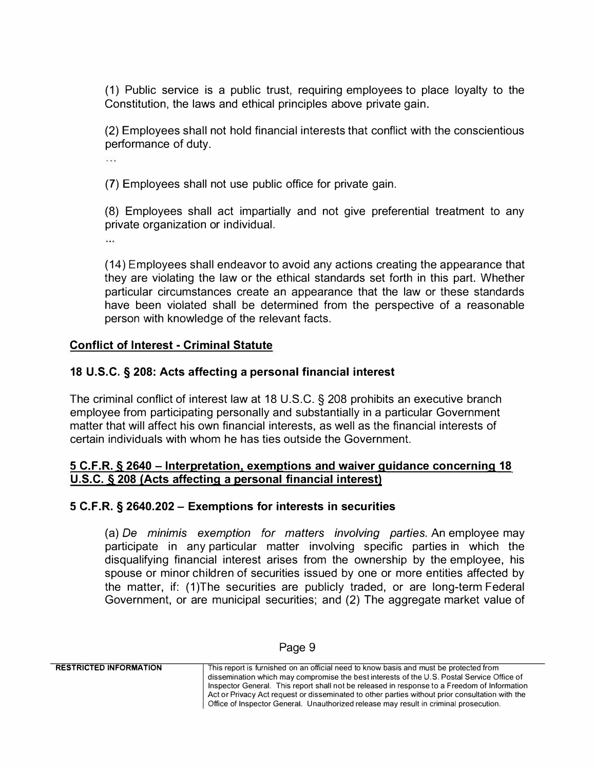(1) Public service is a public trust, requiring employees to place loyalty to the Constitution, the laws and ethical principles above private gain.

(2) Employees shall not hold financial interests that conflict with the conscientious performance of duty.

...

(7) Employees shall not use public office for private gain.

(8) Employees shall act impartially and not give preferential treatment to any private organization or individual.

...

(14) Employees shall endeavor to avoid any actions creating the appearance that they are violating the law or the ethical standards set forth in this part. Whether particular circumstances create an appearance that the law or these standards have been violated shall be determined from the perspective of a reasonable person with knowledge of the relevant facts.

**Conflict of Interest - Criminal Statute**

**18 U.S.C. § 208: Acts affecting a personal financial interest**

The criminal conflict of interest law at 18 U.S.C. § 208 prohibits an executive branch employee from participating personally and substantially in a particular Government matter that will affect his own financial interests, as well as the financial interests of certain individuals with whom he has ties outside the Government.

**5 C.F.R. § 2640 – Interpretation, exemptions and waiver guidance concerning 18 U.S.C. § 208 (Acts affecting a personal financial interest)**

**5 C.F.R. § 2640.202 – Exemptions for interests in securities**

(a) *De minimis exemption for matters involving parties.* An employee may participate in any particular matter involving specific parties in which the disqualifying financial interest arises from the ownership by the employee, his spouse or minor children of securities issued by one or more entities affected by the matter, if: (1)The securities are publicly traded, or are long-term Federal Government, or are municipal securities; and (2) The aggregate market value of

RESTRICTED INFORMATION — This report is furnished on an official need to know basis and must be protected from dissemination which may compromise the best interests of the U.S. Postal Service Office of Inspector General. This report shall not be released in response to a Freedom of Information Act or Privacy Act request or disseminated to other parties without prior consultation with the Office of Inspector General. Unauthorized release may result in criminal prosecution.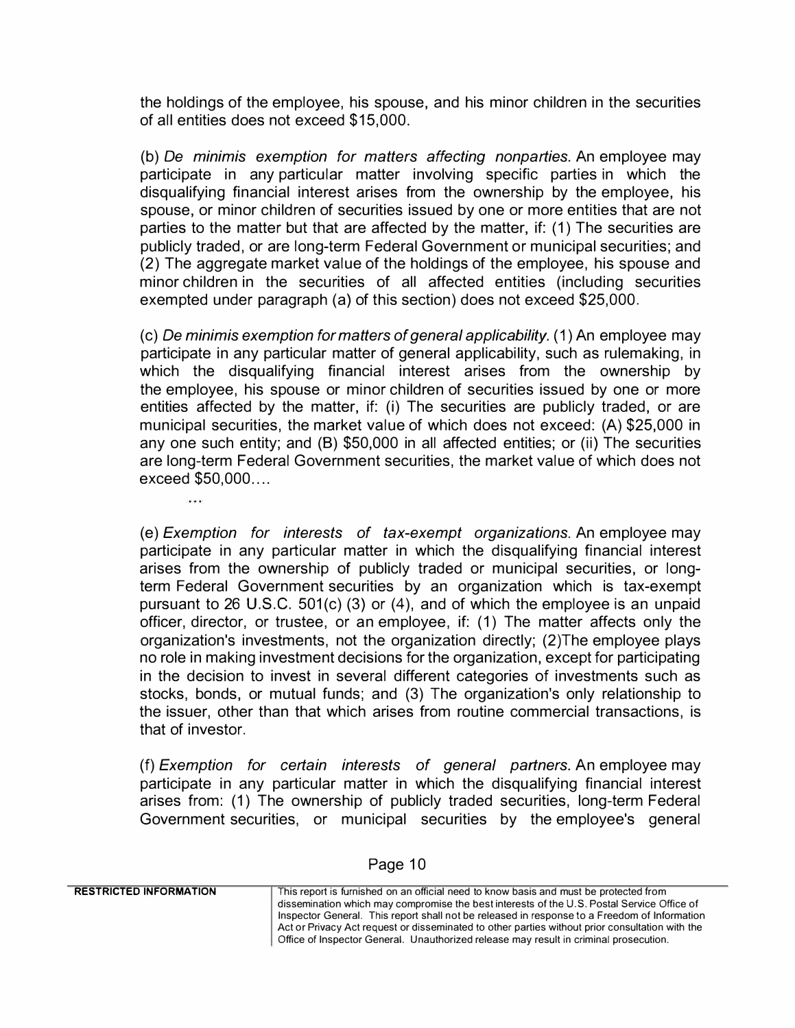the holdings of the employee, his spouse, and his minor children in the securities of all entities does not exceed $15,000.

(b) *De minimis exemption for matters affecting nonparties.* An employee may participate in any particular matter involving specific parties in which the disqualifying financial interest arises from the ownership by the employee, his spouse, or minor children of securities issued by one or more entities that are not parties to the matter but that are affected by the matter, if: (1) The securities are publicly traded, or are long-term Federal Government or municipal securities; and (2) The aggregate market value of the holdings of the employee, his spouse and minor children in the securities of all affected entities (including securities exempted under paragraph (a) of this section) does not exceed $25,000.

(c) *De minimis exemption for matters of general applicability.* (1) An employee may participate in any particular matter of general applicability, such as rulemaking, in which the disqualifying financial interest arises from the ownership by the employee, his spouse or minor children of securities issued by one or more entities affected by the matter, if: (i) The securities are publicly traded, or are municipal securities, the market value of which does not exceed: (A) $25,000 in any one such entity; and (B) $50,000 in all affected entities; or (ii) The securities are long-term Federal Government securities, the market value of which does not exceed $50,000....

...

(e) *Exemption for interests of tax-exempt organizations.* An employee may participate in any particular matter in which the disqualifying financial interest arises from the ownership of publicly traded or municipal securities, or long-term Federal Government securities by an organization which is tax-exempt pursuant to 26 U.S.C. 501(c) (3) or (4), and of which the employee is an unpaid officer, director, or trustee, or an employee, if: (1) The matter affects only the organization's investments, not the organization directly; (2)The employee plays no role in making investment decisions for the organization, except for participating in the decision to invest in several different categories of investments such as stocks, bonds, or mutual funds; and (3) The organization's only relationship to the issuer, other than that which arises from routine commercial transactions, is that of investor.

(f) *Exemption for certain interests of general partners.* An employee may participate in any particular matter in which the disqualifying financial interest arises from: (1) The ownership of publicly traded securities, long-term Federal Government securities, or municipal securities by the employee's general

RESTRICTED INFORMATION — This report is furnished on an official need to know basis and must be protected from dissemination which may compromise the best interests of the U.S. Postal Service Office of Inspector General. This report shall not be released in response to a Freedom of Information Act or Privacy Act request or disseminated to other parties without prior consultation with the Office of Inspector General. Unauthorized release may result in criminal prosecution.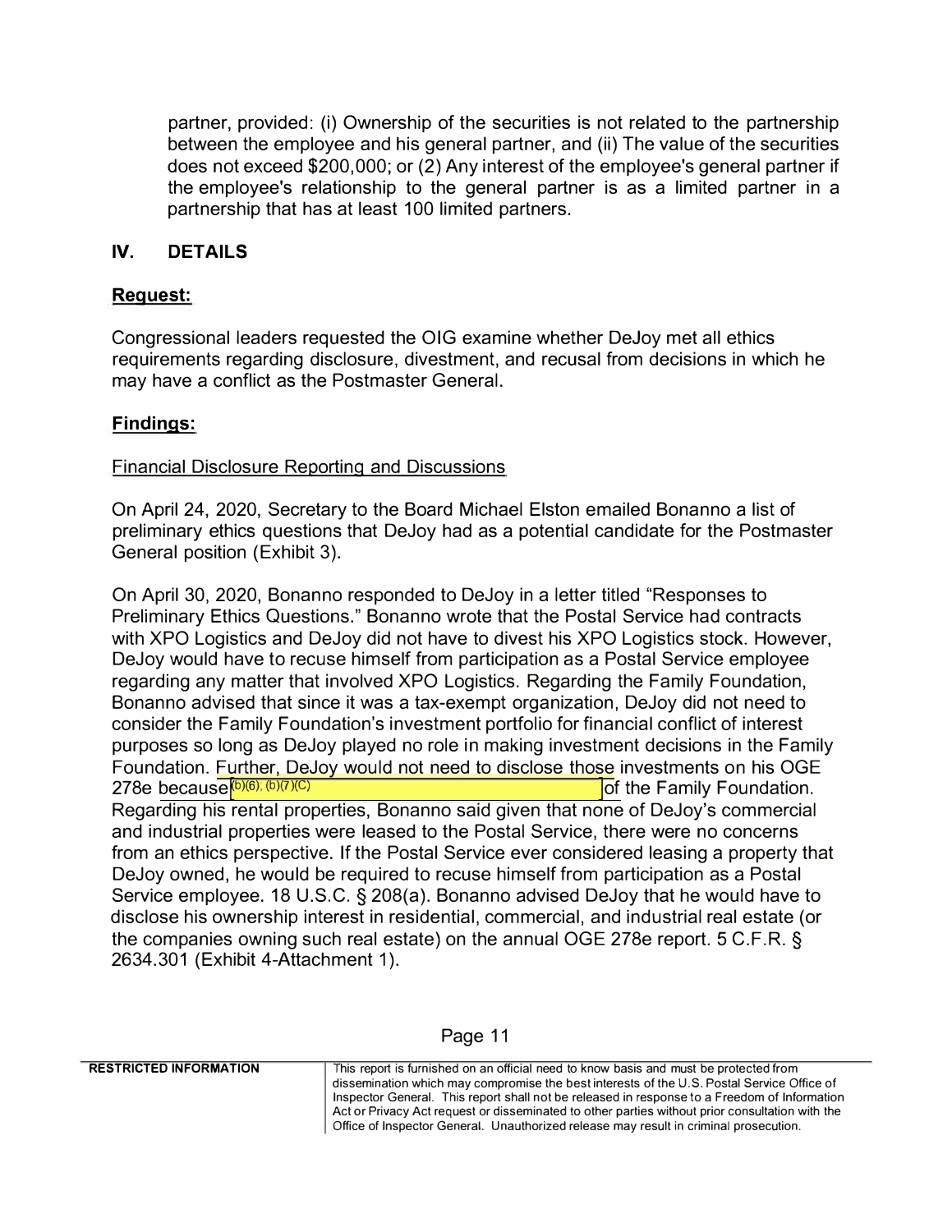partner, provided: (i) Ownership of the securities is not related to the partnership between the employee and his general partner, and (ii) The value of the securities does not exceed $200,000; or (2) Any interest of the employee's general partner if the employee's relationship to the general partner is as a limited partner in a partnership that has at least 100 limited partners.

## IV. DETAILS

### Request:

Congressional leaders requested the OIG examine whether DeJoy met all ethics requirements regarding disclosure, divestment, and recusal from decisions in which he may have a conflict as the Postmaster General.

### Findings:

Financial Disclosure Reporting and Discussions

On April 24, 2020, Secretary to the Board Michael Elston emailed Bonanno a list of preliminary ethics questions that DeJoy had as a potential candidate for the Postmaster General position (Exhibit 3).

On April 30, 2020, Bonanno responded to DeJoy in a letter titled "Responses to Preliminary Ethics Questions." Bonanno wrote that the Postal Service had contracts with XPO Logistics and DeJoy did not have to divest his XPO Logistics stock. However, DeJoy would have to recuse himself from participation as a Postal Service employee regarding any matter that involved XPO Logistics. Regarding the Family Foundation, Bonanno advised that since it was a tax-exempt organization, DeJoy did not need to consider the Family Foundation's investment portfolio for financial conflict of interest purposes so long as DeJoy played no role in making investment decisions in the Family Foundation. Further, DeJoy would not need to disclose those investments on his OGE 278e because (b)(6), (b)(7)(C) of the Family Foundation. Regarding his rental properties, Bonanno said given that none of DeJoy's commercial and industrial properties were leased to the Postal Service, there were no concerns from an ethics perspective. If the Postal Service ever considered leasing a property that DeJoy owned, he would be required to recuse himself from participation as a Postal Service employee. 18 U.S.C. § 208(a). Bonanno advised DeJoy that he would have to disclose his ownership interest in residential, commercial, and industrial real estate (or the companies owning such real estate) on the annual OGE 278e report. 5 C.F.R. § 2634.301 (Exhibit 4-Attachment 1).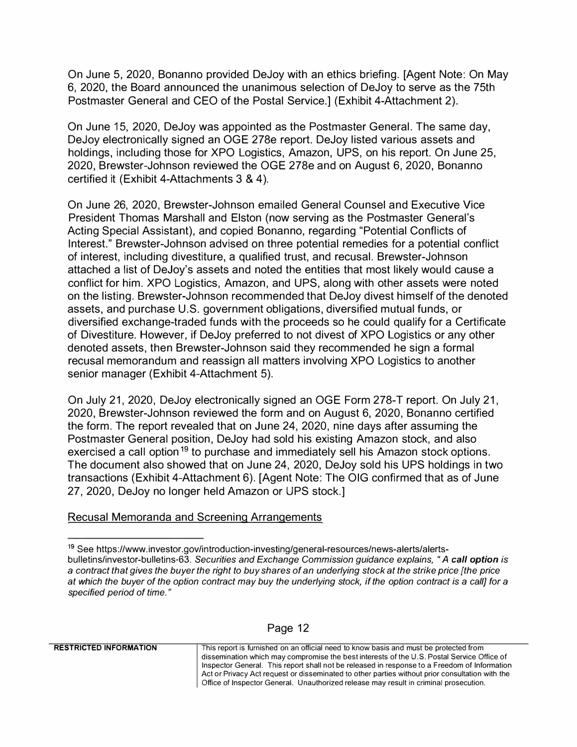On June 5, 2020, Bonanno provided DeJoy with an ethics briefing. [Agent Note: On May 6, 2020, the Board announced the unanimous selection of DeJoy to serve as the 75th Postmaster General and CEO of the Postal Service.] (Exhibit 4-Attachment 2).

On June 15, 2020, DeJoy was appointed as the Postmaster General. The same day, DeJoy electronically signed an OGE 278e report. DeJoy listed various assets and holdings, including those for XPO Logistics, Amazon, UPS, on his report. On June 25, 2020, Brewster-Johnson reviewed the OGE 278e and on August 6, 2020, Bonanno certified it (Exhibit 4-Attachments 3 & 4).

On June 26, 2020, Brewster-Johnson emailed General Counsel and Executive Vice President Thomas Marshall and Elston (now serving as the Postmaster General's Acting Special Assistant), and copied Bonanno, regarding "Potential Conflicts of Interest." Brewster-Johnson advised on three potential remedies for a potential conflict of interest, including divestiture, a qualified trust, and recusal. Brewster-Johnson attached a list of DeJoy's assets and noted the entities that most likely would cause a conflict for him. XPO Logistics, Amazon, and UPS, along with other assets were noted on the listing. Brewster-Johnson recommended that DeJoy divest himself of the denoted assets, and purchase U.S. government obligations, diversified mutual funds, or diversified exchange-traded funds with the proceeds so he could qualify for a Certificate of Divestiture. However, if DeJoy preferred to not divest of XPO Logistics or any other denoted assets, then Brewster-Johnson said they recommended he sign a formal recusal memorandum and reassign all matters involving XPO Logistics to another senior manager (Exhibit 4-Attachment 5).

On July 21, 2020, DeJoy electronically signed an OGE Form 278-T report. On July 21, 2020, Brewster-Johnson reviewed the form and on August 6, 2020, Bonanno certified the form. The report revealed that on June 24, 2020, nine days after assuming the Postmaster General position, DeJoy had sold his existing Amazon stock, and also exercised a call option[19] to purchase and immediately sell his Amazon stock options. The document also showed that on June 24, 2020, DeJoy sold his UPS holdings in two transactions (Exhibit 4-Attachment 6). [Agent Note: The OIG confirmed that as of June 27, 2020, DeJoy no longer held Amazon or UPS stock.]

Recusal Memoranda and Screening Arrangements

[19] See https://www.investor.gov/introduction-investing/general-resources/news-alerts/alerts-bulletins/investor-bulletins-63. *Securities and Exchange Commission guidance explains, "A* ***call option*** *is a contract that gives the buyer the right to buy shares of an underlying stock at the strike price [the price at which the buyer of the option contract may buy the underlying stock, if the option contract is a call] for a specified period of time."*

RESTRICTED INFORMATION — This report is furnished on an official need to know basis and must be protected from dissemination which may compromise the best interests of the U.S. Postal Service Office of Inspector General. This report shall not be released in response to a Freedom of Information Act or Privacy Act request or disseminated to other parties without prior consultation with the Office of Inspector General. Unauthorized release may result in criminal prosecution.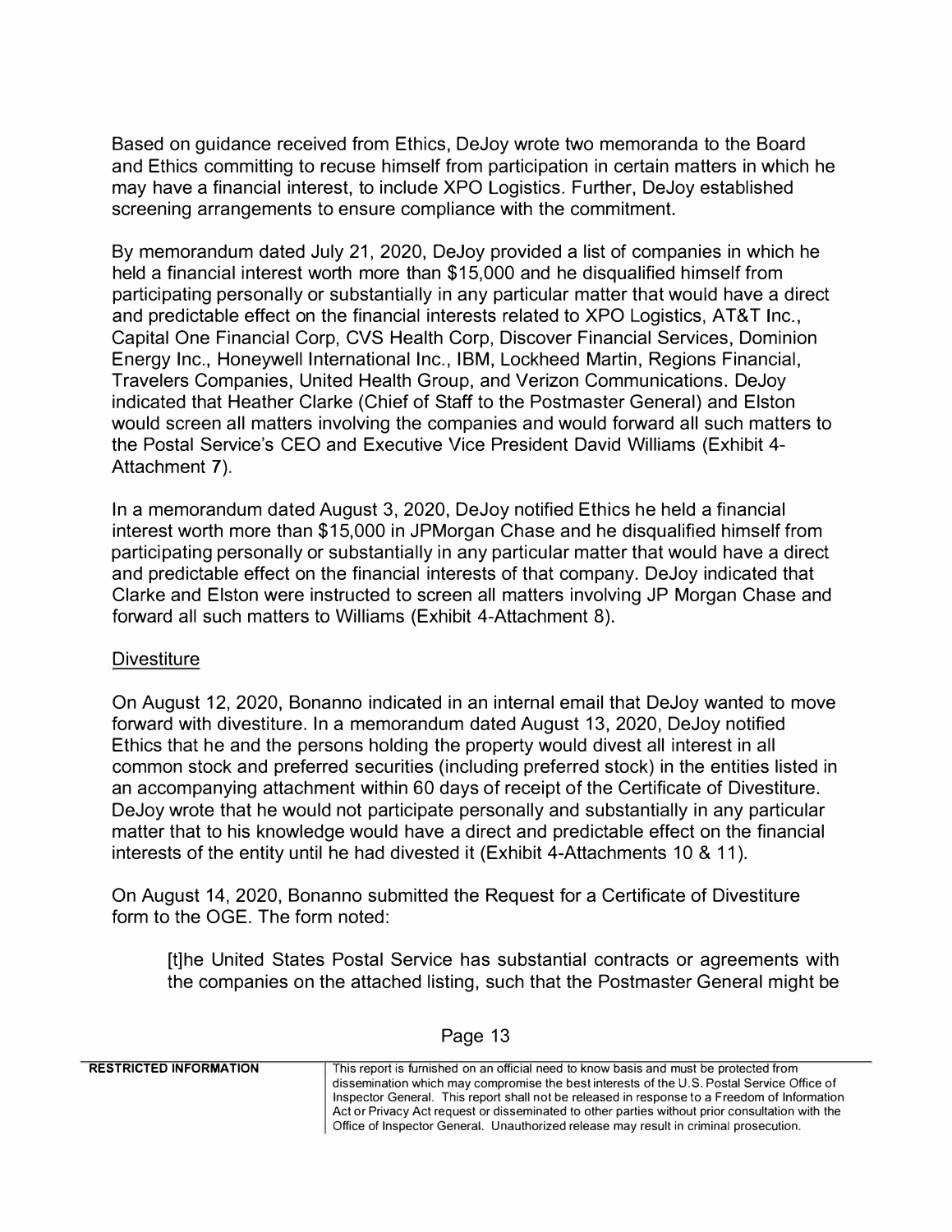Based on guidance received from Ethics, DeJoy wrote two memoranda to the Board and Ethics committing to recuse himself from participation in certain matters in which he may have a financial interest, to include XPO Logistics. Further, DeJoy established screening arrangements to ensure compliance with the commitment.

By memorandum dated July 21, 2020, DeJoy provided a list of companies in which he held a financial interest worth more than $15,000 and he disqualified himself from participating personally or substantially in any particular matter that would have a direct and predictable effect on the financial interests related to XPO Logistics, AT&T Inc., Capital One Financial Corp, CVS Health Corp, Discover Financial Services, Dominion Energy Inc., Honeywell International Inc., IBM, Lockheed Martin, Regions Financial, Travelers Companies, United Health Group, and Verizon Communications. DeJoy indicated that Heather Clarke (Chief of Staff to the Postmaster General) and Elston would screen all matters involving the companies and would forward all such matters to the Postal Service's CEO and Executive Vice President David Williams (Exhibit 4-Attachment 7).

In a memorandum dated August 3, 2020, DeJoy notified Ethics he held a financial interest worth more than $15,000 in JPMorgan Chase and he disqualified himself from participating personally or substantially in any particular matter that would have a direct and predictable effect on the financial interests of that company. DeJoy indicated that Clarke and Elston were instructed to screen all matters involving JP Morgan Chase and forward all such matters to Williams (Exhibit 4-Attachment 8).

<u>Divestiture</u>

On August 12, 2020, Bonanno indicated in an internal email that DeJoy wanted to move forward with divestiture. In a memorandum dated August 13, 2020, DeJoy notified Ethics that he and the persons holding the property would divest all interest in all common stock and preferred securities (including preferred stock) in the entities listed in an accompanying attachment within 60 days of receipt of the Certificate of Divestiture. DeJoy wrote that he would not participate personally and substantially in any particular matter that to his knowledge would have a direct and predictable effect on the financial interests of the entity until he had divested it (Exhibit 4-Attachments 10 & 11).

On August 14, 2020, Bonanno submitted the Request for a Certificate of Divestiture form to the OGE. The form noted:

> [t]he United States Postal Service has substantial contracts or agreements with the companies on the attached listing, such that the Postmaster General might be

| RESTRICTED INFORMATION | This report is furnished on an official need to know basis and must be protected from dissemination which may compromise the best interests of the U.S. Postal Service Office of Inspector General. This report shall not be released in response to a Freedom of Information Act or Privacy Act request or disseminated to other parties without prior consultation with the Office of Inspector General. Unauthorized release may result in criminal prosecution. |
| --- | --- |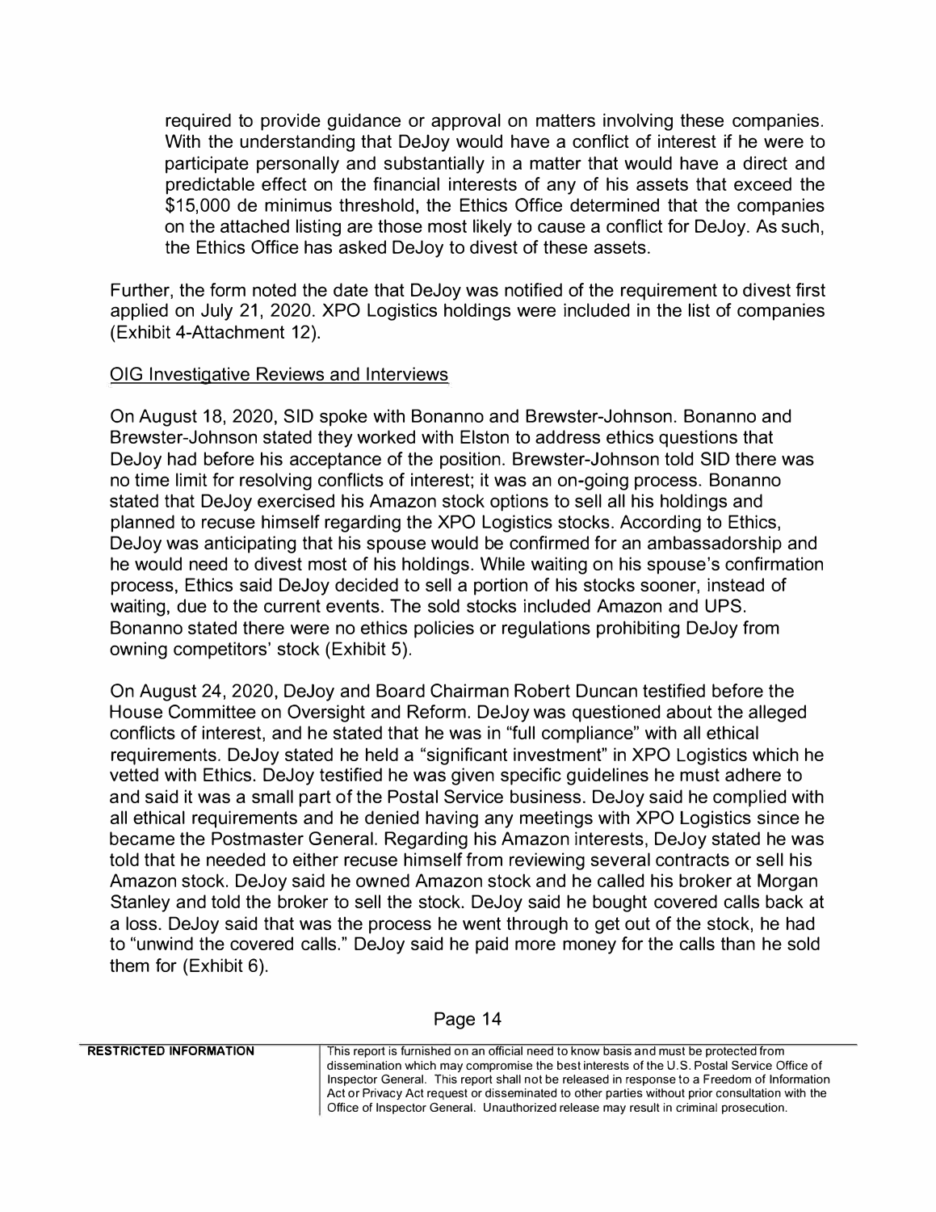required to provide guidance or approval on matters involving these companies. With the understanding that DeJoy would have a conflict of interest if he were to participate personally and substantially in a matter that would have a direct and predictable effect on the financial interests of any of his assets that exceed the $15,000 de minimus threshold, the Ethics Office determined that the companies on the attached listing are those most likely to cause a conflict for DeJoy. As such, the Ethics Office has asked DeJoy to divest of these assets.

Further, the form noted the date that DeJoy was notified of the requirement to divest first applied on July 21, 2020. XPO Logistics holdings were included in the list of companies (Exhibit 4-Attachment 12).

<u>OIG Investigative Reviews and Interviews</u>

On August 18, 2020, SID spoke with Bonanno and Brewster-Johnson. Bonanno and Brewster-Johnson stated they worked with Elston to address ethics questions that DeJoy had before his acceptance of the position. Brewster-Johnson told SID there was no time limit for resolving conflicts of interest; it was an on-going process. Bonanno stated that DeJoy exercised his Amazon stock options to sell all his holdings and planned to recuse himself regarding the XPO Logistics stocks. According to Ethics, DeJoy was anticipating that his spouse would be confirmed for an ambassadorship and he would need to divest most of his holdings. While waiting on his spouse's confirmation process, Ethics said DeJoy decided to sell a portion of his stocks sooner, instead of waiting, due to the current events. The sold stocks included Amazon and UPS. Bonanno stated there were no ethics policies or regulations prohibiting DeJoy from owning competitors' stock (Exhibit 5).

On August 24, 2020, DeJoy and Board Chairman Robert Duncan testified before the House Committee on Oversight and Reform. DeJoy was questioned about the alleged conflicts of interest, and he stated that he was in "full compliance" with all ethical requirements. DeJoy stated he held a "significant investment" in XPO Logistics which he vetted with Ethics. DeJoy testified he was given specific guidelines he must adhere to and said it was a small part of the Postal Service business. DeJoy said he complied with all ethical requirements and he denied having any meetings with XPO Logistics since he became the Postmaster General. Regarding his Amazon interests, DeJoy stated he was told that he needed to either recuse himself from reviewing several contracts or sell his Amazon stock. DeJoy said he owned Amazon stock and he called his broker at Morgan Stanley and told the broker to sell the stock. DeJoy said he bought covered calls back at a loss. DeJoy said that was the process he went through to get out of the stock, he had to "unwind the covered calls." DeJoy said he paid more money for the calls than he sold them for (Exhibit 6).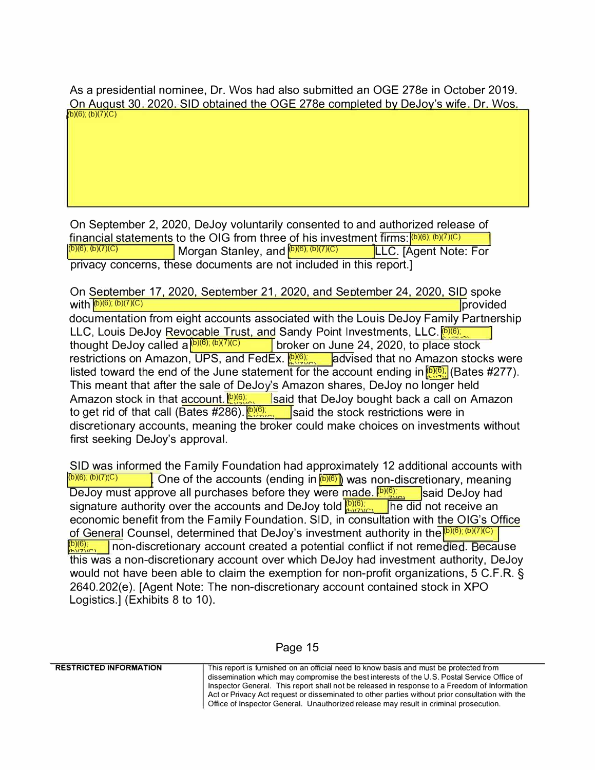As a presidential nominee, Dr. Wos had also submitted an OGE 278e in October 2019. On August 30, 2020, SID obtained the OGE 278e completed by DeJoy's wife, Dr. Wos. (b)(6); (b)(7)(C)

On September 2, 2020, DeJoy voluntarily consented to and authorized release of financial statements to the OIG from three of his investment firms: (b)(6); (b)(7)(C) (b)(6); (b)(7)(C) Morgan Stanley, and (b)(6); (b)(7)(C) LLC. [Agent Note: For privacy concerns, these documents are not included in this report.]

On September 17, 2020, September 21, 2020, and September 24, 2020, SID spoke with (b)(6); (b)(7)(C) provided documentation from eight accounts associated with the Louis DeJoy Family Partnership LLC, Louis DeJoy Revocable Trust, and Sandy Point Investments, LLC. (b)(6); (b)(7)(C) thought DeJoy called a (b)(6); (b)(7)(C) broker on June 24, 2020, to place stock restrictions on Amazon, UPS, and FedEx. (b)(6); (b)(7)(C) advised that no Amazon stocks were listed toward the end of the June statement for the account ending in (b)(6); (b)(7)(C) (Bates #277). This meant that after the sale of DeJoy's Amazon shares, DeJoy no longer held Amazon stock in that account. (b)(6); (b)(7)(C) said that DeJoy bought back a call on Amazon to get rid of that call (Bates #286). (b)(6); (b)(7)(C) said the stock restrictions were in discretionary accounts, meaning the broker could make choices on investments without first seeking DeJoy's approval.

SID was informed the Family Foundation had approximately 12 additional accounts with (b)(6); (b)(7)(C). One of the accounts (ending in (b)(6)) was non-discretionary, meaning DeJoy must approve all purchases before they were made. (b)(6); (b)(7)(C) said DeJoy had signature authority over the accounts and DeJoy told (b)(6); (b)(7)(C) he did not receive an economic benefit from the Family Foundation. SID, in consultation with the OIG's Office of General Counsel, determined that DeJoy's investment authority in the (b)(6); (b)(7)(C) (b)(6); (b)(7)(C) non-discretionary account created a potential conflict if not remedied. Because this was a non-discretionary account over which DeJoy had investment authority, DeJoy would not have been able to claim the exemption for non-profit organizations, 5 C.F.R. § 2640.202(e). [Agent Note: The non-discretionary account contained stock in XPO Logistics.] (Exhibits 8 to 10).

**RESTRICTED INFORMATION** — This report is furnished on an official need to know basis and must be protected from dissemination which may compromise the best interests of the U.S. Postal Service Office of Inspector General. This report shall not be released in response to a Freedom of Information Act or Privacy Act request or disseminated to other parties without prior consultation with the Office of Inspector General. Unauthorized release may result in criminal prosecution.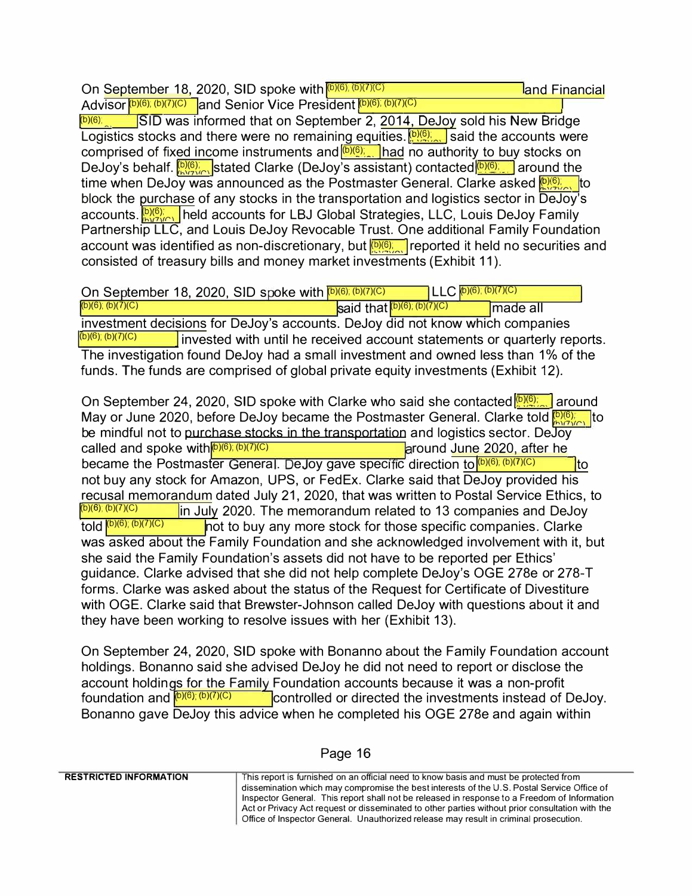On September 18, 2020, SID spoke with (b)(6); (b)(7)(C) and Financial Advisor (b)(6); (b)(7)(C) and Senior Vice President (b)(6); (b)(7)(C) (b)(6); SID was informed that on September 2, 2014, DeJoy sold his New Bridge Logistics stocks and there were no remaining equities. (b)(6); said the accounts were comprised of fixed income instruments and (b)(6); had no authority to buy stocks on DeJoy's behalf. (b)(6); stated Clarke (DeJoy's assistant) contacted (b)(6); around the time when DeJoy was announced as the Postmaster General. Clarke asked (b)(6); to block the purchase of any stocks in the transportation and logistics sector in DeJoy's accounts. (b)(6); held accounts for LBJ Global Strategies, LLC, Louis DeJoy Family Partnership LLC, and Louis DeJoy Revocable Trust. One additional Family Foundation account was identified as non-discretionary, but (b)(6); reported it held no securities and consisted of treasury bills and money market investments (Exhibit 11).

On September 18, 2020, SID spoke with (b)(6); (b)(7)(C) LLC (b)(6); (b)(7)(C) (b)(6); (b)(7)(C) said that (b)(6); (b)(7)(C) made all investment decisions for DeJoy's accounts. DeJoy did not know which companies (b)(6); (b)(7)(C) invested with until he received account statements or quarterly reports. The investigation found DeJoy had a small investment and owned less than 1% of the funds. The funds are comprised of global private equity investments (Exhibit 12).

On September 24, 2020, SID spoke with Clarke who said she contacted (b)(6); around May or June 2020, before DeJoy became the Postmaster General. Clarke told (b)(6); to be mindful not to purchase stocks in the transportation and logistics sector. DeJoy called and spoke with (b)(6); (b)(7)(C) around June 2020, after he became the Postmaster General. DeJoy gave specific direction to (b)(6); (b)(7)(C) to not buy any stock for Amazon, UPS, or FedEx. Clarke said that DeJoy provided his recusal memorandum dated July 21, 2020, that was written to Postal Service Ethics, to (b)(6); (b)(7)(C) in July 2020. The memorandum related to 13 companies and DeJoy told (b)(6); (b)(7)(C) not to buy any more stock for those specific companies. Clarke was asked about the Family Foundation and she acknowledged involvement with it, but she said the Family Foundation's assets did not have to be reported per Ethics' guidance. Clarke advised that she did not help complete DeJoy's OGE 278e or 278-T forms. Clarke was asked about the status of the Request for Certificate of Divestiture with OGE. Clarke said that Brewster-Johnson called DeJoy with questions about it and they have been working to resolve issues with her (Exhibit 13).

On September 24, 2020, SID spoke with Bonanno about the Family Foundation account holdings. Bonanno said she advised DeJoy he did not need to report or disclose the account holdings for the Family Foundation accounts because it was a non-profit foundation and (b)(6); (b)(7)(C) controlled or directed the investments instead of DeJoy. Bonanno gave DeJoy this advice when he completed his OGE 278e and again within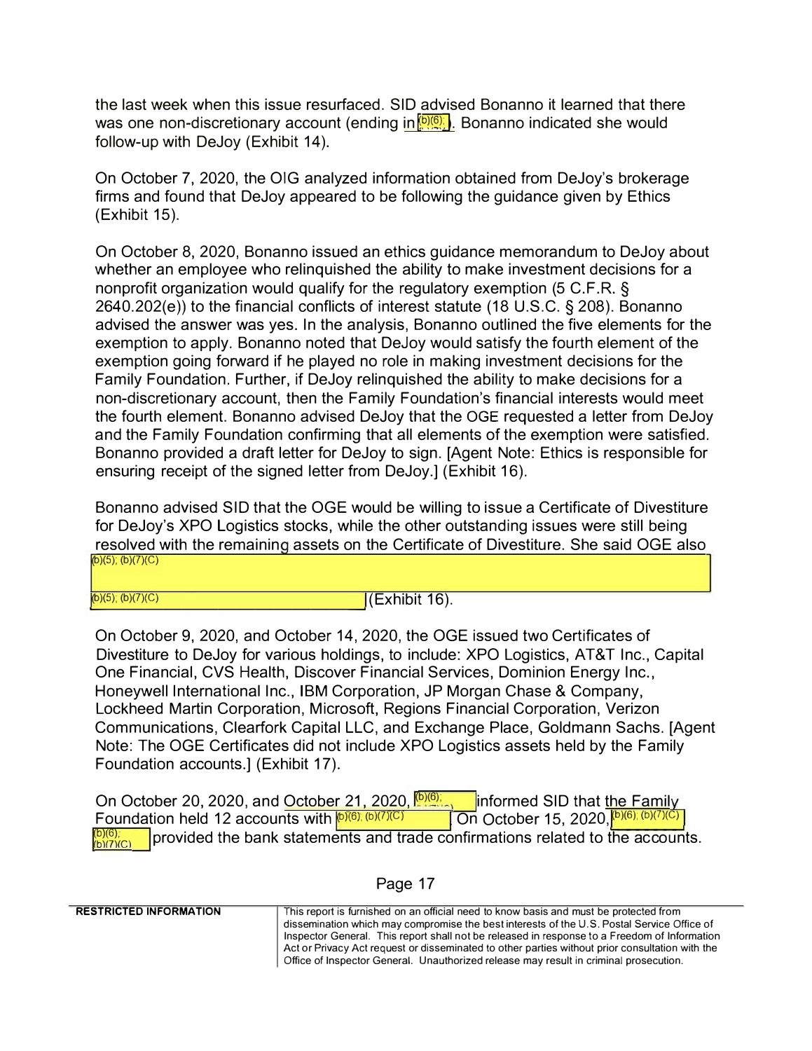the last week when this issue resurfaced. SID advised Bonanno it learned that there was one non-discretionary account (ending in (b)(6); ). Bonanno indicated she would follow-up with DeJoy (Exhibit 14).

On October 7, 2020, the OIG analyzed information obtained from DeJoy's brokerage firms and found that DeJoy appeared to be following the guidance given by Ethics (Exhibit 15).

On October 8, 2020, Bonanno issued an ethics guidance memorandum to DeJoy about whether an employee who relinquished the ability to make investment decisions for a nonprofit organization would qualify for the regulatory exemption (5 C.F.R. § 2640.202(e)) to the financial conflicts of interest statute (18 U.S.C. § 208). Bonanno advised the answer was yes. In the analysis, Bonanno outlined the five elements for the exemption to apply. Bonanno noted that DeJoy would satisfy the fourth element of the exemption going forward if he played no role in making investment decisions for the Family Foundation. Further, if DeJoy relinquished the ability to make decisions for a non-discretionary account, then the Family Foundation's financial interests would meet the fourth element. Bonanno advised DeJoy that the OGE requested a letter from DeJoy and the Family Foundation confirming that all elements of the exemption were satisfied. Bonanno provided a draft letter for DeJoy to sign. [Agent Note: Ethics is responsible for ensuring receipt of the signed letter from DeJoy.] (Exhibit 16).

Bonanno advised SID that the OGE would be willing to issue a Certificate of Divestiture for DeJoy's XPO Logistics stocks, while the other outstanding issues were still being resolved with the remaining assets on the Certificate of Divestiture. She said OGE also (b)(5); (b)(7)(C)

(b)(5); (b)(7)(C) (Exhibit 16).

On October 9, 2020, and October 14, 2020, the OGE issued two Certificates of Divestiture to DeJoy for various holdings, to include: XPO Logistics, AT&T Inc., Capital One Financial, CVS Health, Discover Financial Services, Dominion Energy Inc., Honeywell International Inc., IBM Corporation, JP Morgan Chase & Company, Lockheed Martin Corporation, Microsoft, Regions Financial Corporation, Verizon Communications, Clearfork Capital LLC, and Exchange Place, Goldmann Sachs. [Agent Note: The OGE Certificates did not include XPO Logistics assets held by the Family Foundation accounts.] (Exhibit 17).

On October 20, 2020, and October 21, 2020, (b)(6); informed SID that the Family Foundation held 12 accounts with (b)(6); (b)(7)(C) On October 15, 2020, (b)(6); (b)(7)(C) (b)(6); (b)(7)(C) provided the bank statements and trade confirmations related to the accounts.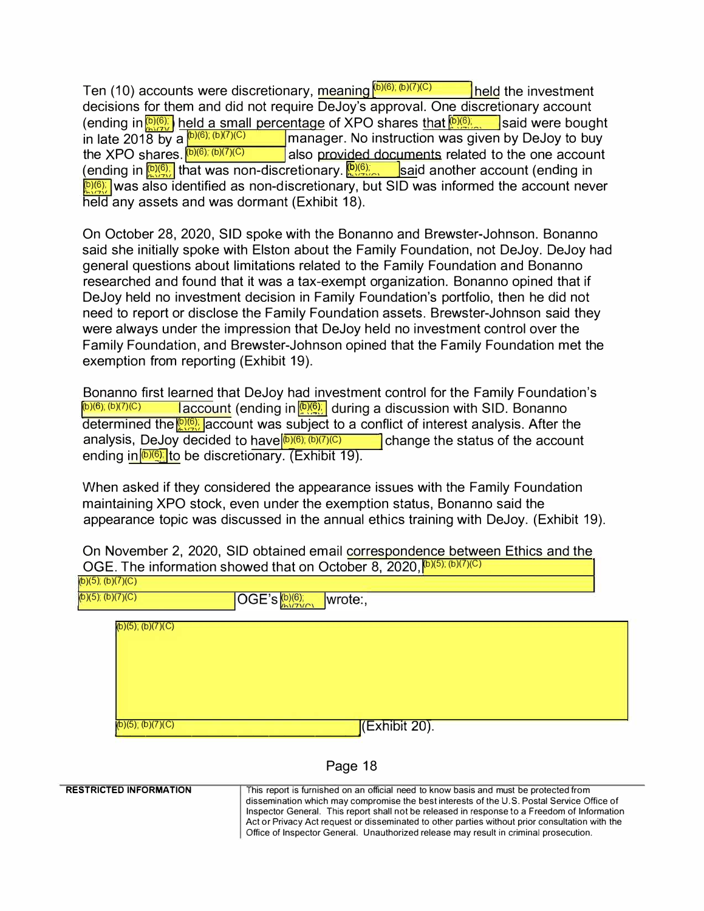Ten (10) accounts were discretionary, meaning (b)(6); (b)(7)(C) held the investment decisions for them and did not require DeJoy's approval. One discretionary account (ending in (b)(6); (b)(7)(C)) held a small percentage of XPO shares that (b)(6); (b)(7)(C) said were bought in late 2018 by a (b)(6); (b)(7)(C) manager. No instruction was given by DeJoy to buy the XPO shares. (b)(6); (b)(7)(C) also provided documents related to the one account (ending in (b)(6); (b)(7)(C)) that was non-discretionary. (b)(6); (b)(7)(C) said another account (ending in (b)(6); (b)(7)(C)) was also identified as non-discretionary, but SID was informed the account never held any assets and was dormant (Exhibit 18).

On October 28, 2020, SID spoke with the Bonanno and Brewster-Johnson. Bonanno said she initially spoke with Elston about the Family Foundation, not DeJoy. DeJoy had general questions about limitations related to the Family Foundation and Bonanno researched and found that it was a tax-exempt organization. Bonanno opined that if DeJoy held no investment decision in Family Foundation's portfolio, then he did not need to report or disclose the Family Foundation assets. Brewster-Johnson said they were always under the impression that DeJoy held no investment control over the Family Foundation, and Brewster-Johnson opined that the Family Foundation met the exemption from reporting (Exhibit 19).

Bonanno first learned that DeJoy had investment control for the Family Foundation's (b)(6); (b)(7)(C) account (ending in (b)(6); (b)(7)(C)) during a discussion with SID. Bonanno determined the (b)(6); (b)(7)(C) account was subject to a conflict of interest analysis. After the analysis, DeJoy decided to have (b)(6); (b)(7)(C) change the status of the account ending in (b)(6); (b)(7)(C) to be discretionary. (Exhibit 19).

When asked if they considered the appearance issues with the Family Foundation maintaining XPO stock, even under the exemption status, Bonanno said the appearance topic was discussed in the annual ethics training with DeJoy. (Exhibit 19).

On November 2, 2020, SID obtained email correspondence between Ethics and the OGE. The information showed that on October 8, 2020, (b)(5); (b)(7)(C) (b)(5); (b)(7)(C) (b)(5); (b)(7)(C) OGE's (b)(6); (b)(7)(C) wrote:,

> (b)(5); (b)(7)(C)
>
> (b)(5); (b)(7)(C) (Exhibit 20).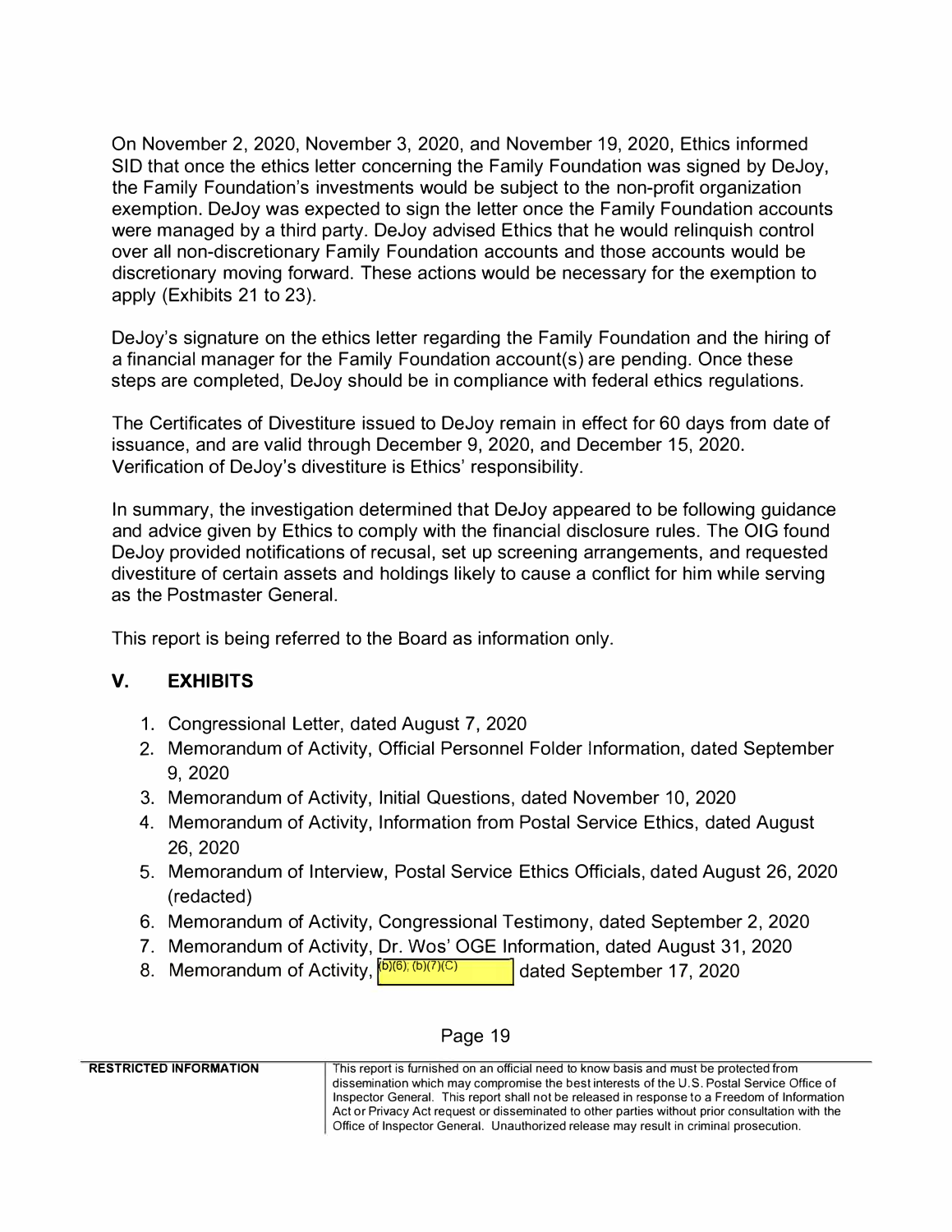On November 2, 2020, November 3, 2020, and November 19, 2020, Ethics informed SID that once the ethics letter concerning the Family Foundation was signed by DeJoy, the Family Foundation's investments would be subject to the non-profit organization exemption. DeJoy was expected to sign the letter once the Family Foundation accounts were managed by a third party. DeJoy advised Ethics that he would relinquish control over all non-discretionary Family Foundation accounts and those accounts would be discretionary moving forward. These actions would be necessary for the exemption to apply (Exhibits 21 to 23).

DeJoy's signature on the ethics letter regarding the Family Foundation and the hiring of a financial manager for the Family Foundation account(s) are pending. Once these steps are completed, DeJoy should be in compliance with federal ethics regulations.

The Certificates of Divestiture issued to DeJoy remain in effect for 60 days from date of issuance, and are valid through December 9, 2020, and December 15, 2020. Verification of DeJoy's divestiture is Ethics' responsibility.

In summary, the investigation determined that DeJoy appeared to be following guidance and advice given by Ethics to comply with the financial disclosure rules. The OIG found DeJoy provided notifications of recusal, set up screening arrangements, and requested divestiture of certain assets and holdings likely to cause a conflict for him while serving as the Postmaster General.

This report is being referred to the Board as information only.

## V. EXHIBITS

1. Congressional Letter, dated August 7, 2020
2. Memorandum of Activity, Official Personnel Folder Information, dated September 9, 2020
3. Memorandum of Activity, Initial Questions, dated November 10, 2020
4. Memorandum of Activity, Information from Postal Service Ethics, dated August 26, 2020
5. Memorandum of Interview, Postal Service Ethics Officials, dated August 26, 2020 (redacted)
6. Memorandum of Activity, Congressional Testimony, dated September 2, 2020
7. Memorandum of Activity, Dr. Wos' OGE Information, dated August 31, 2020
8. Memorandum of Activity, (b)(6), (b)(7)(C) dated September 17, 2020

**RESTRICTED INFORMATION** — This report is furnished on an official need to know basis and must be protected from dissemination which may compromise the best interests of the U.S. Postal Service Office of Inspector General. This report shall not be released in response to a Freedom of Information Act or Privacy Act request or disseminated to other parties without prior consultation with the Office of Inspector General. Unauthorized release may result in criminal prosecution.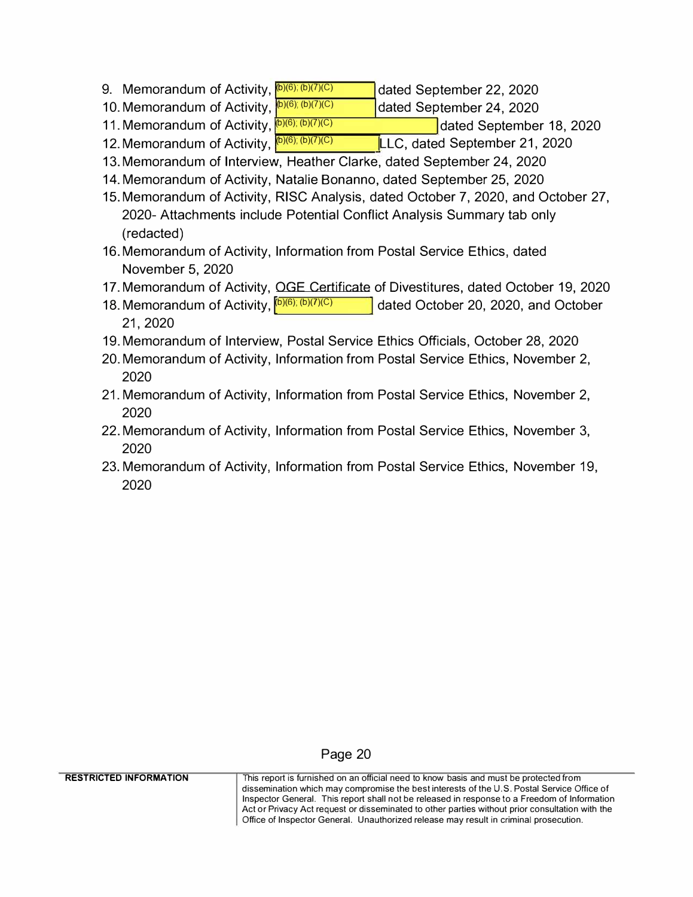9. Memorandum of Activity, (b)(6); (b)(7)(C) dated September 22, 2020
10. Memorandum of Activity, (b)(6); (b)(7)(C) dated September 24, 2020
11. Memorandum of Activity, (b)(6); (b)(7)(C) dated September 18, 2020
12. Memorandum of Activity, (b)(6); (b)(7)(C) LLC, dated September 21, 2020
13. Memorandum of Interview, Heather Clarke, dated September 24, 2020
14. Memorandum of Activity, Natalie Bonanno, dated September 25, 2020
15. Memorandum of Activity, RISC Analysis, dated October 7, 2020, and October 27, 2020- Attachments include Potential Conflict Analysis Summary tab only (redacted)
16. Memorandum of Activity, Information from Postal Service Ethics, dated November 5, 2020
17. Memorandum of Activity, OGE Certificate of Divestitures, dated October 19, 2020
18. Memorandum of Activity, (b)(6); (b)(7)(C) dated October 20, 2020, and October 21, 2020
19. Memorandum of Interview, Postal Service Ethics Officials, October 28, 2020
20. Memorandum of Activity, Information from Postal Service Ethics, November 2, 2020
21. Memorandum of Activity, Information from Postal Service Ethics, November 2, 2020
22. Memorandum of Activity, Information from Postal Service Ethics, November 3, 2020
23. Memorandum of Activity, Information from Postal Service Ethics, November 19, 2020

**RESTRICTED INFORMATION**

This report is furnished on an official need to know basis and must be protected from dissemination which may compromise the best interests of the U.S. Postal Service Office of Inspector General. This report shall not be released in response to a Freedom of Information Act or Privacy Act request or disseminated to other parties without prior consultation with the Office of Inspector General. Unauthorized release may result in criminal prosecution.